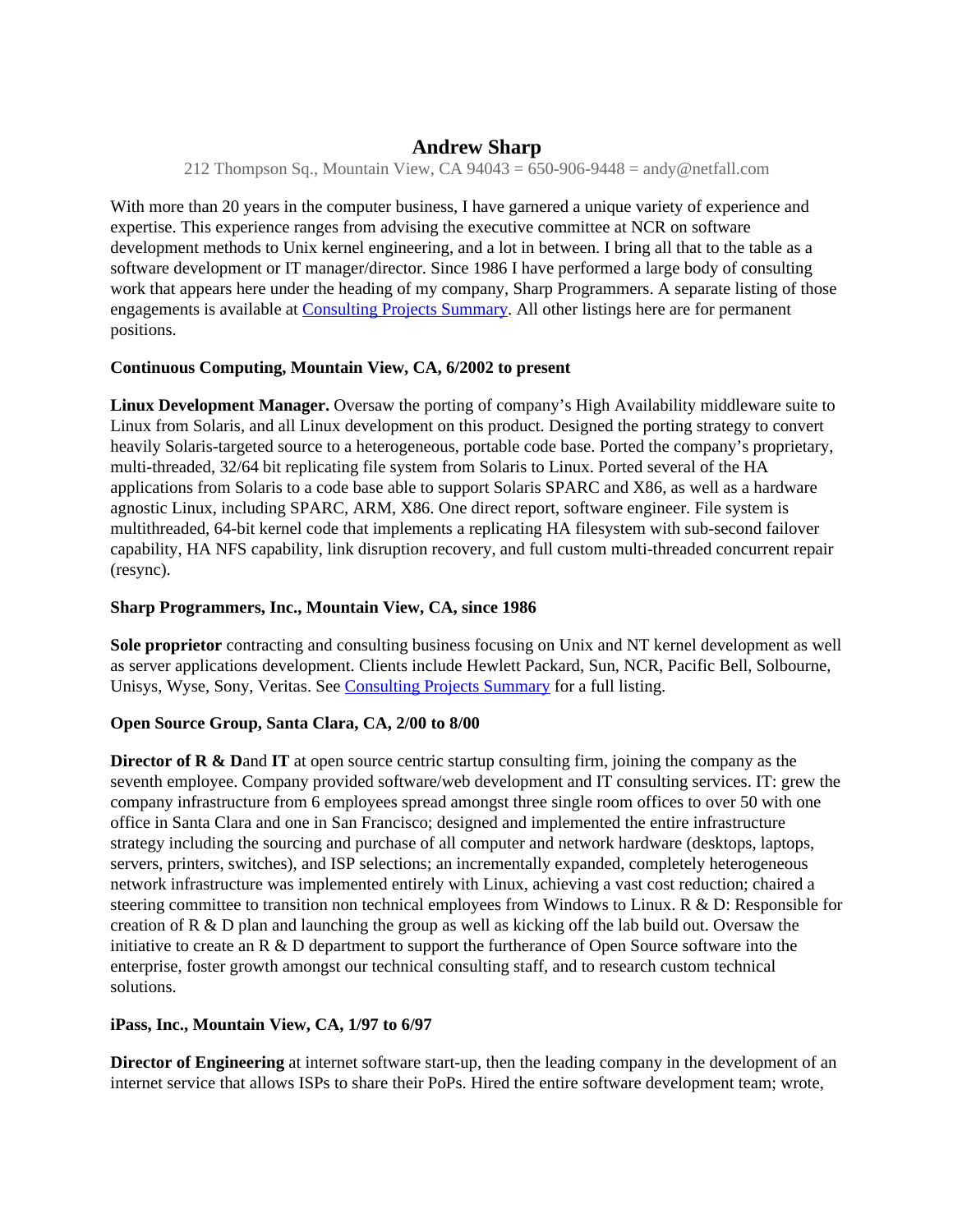# Andrew Sharp

212 Thompson Sq., Mountain View, CA 94043 = 650-906-9448 = andy@netfall.com

With more than 20 years in the computer business, I have garnered a unique variety of experience and expertise. This experience ranges from advising the executive committee at NCR on software development methods to Unix kernel engineering, and a lot in between. I bring all that to the table as a software development or IT manager/director. Since 1986 I have performed a large body of consulting work that appears here under the heading of my company, Sharp Programmers. A separate listing of those engagements is available at Consulting Projects Summary. All other listings here are for permanent positions.

**Continuous Computing, Mountain View, CA, 6/2002 to present**

**Linux Development Manager.** Oversaw the porting of company's High Availability middleware suite to Linux from Solaris, and all Linux development on this product. Designed the porting strategy to convert heavily Solaris-targeted source to a heterogeneous, portable code base. Ported the company's proprietary, multi-threaded, 32/64 bit replicating file system from Solaris to Linux. Ported several of the HA applications from Solaris to a code base able to support Solaris SPARC and X86, as well as a hardware agnostic Linux, including SPARC, ARM, X86. One direct report, software engineer. File system is multithreaded, 64-bit kernel code that implements a replicating HA filesystem with sub-second failover capability, HA NFS capability, link disruption recovery, and full custom multi-threaded concurrent repair (resync).

**Sharp Programmers, Inc., Mountain View, CA, since 1986**

**Sole proprietor** contracting and consulting business focusing on Unix and NT kernel development as well as server applications development. Clients include Hewlett Packard, Sun, NCR, Pacific Bell, Solbourne, Unisys, Wyse, Sony, Veritas. See Consulting Projects Summary for a full listing.

**Open Source Group, Santa Clara, CA, 2/00 to 8/00**

**Director of R & D**and **IT** at open source centric startup consulting firm, joining the company as the seventh employee. Company provided software/web development and IT consulting services. IT: grew the company infrastructure from 6 employees spread amongst three single room offices to over 50 with one office in Santa Clara and one in San Francisco; designed and implemented the entire infrastructure strategy including the sourcing and purchase of all computer and network hardware (desktops, laptops, servers, printers, switches), and ISP selections; an incrementally expanded, completely heterogeneous network infrastructure was implemented entirely with Linux, achieving a vast cost reduction; chaired a steering committee to transition non technical employees from Windows to Linux. R & D: Responsible for creation of R & D plan and launching the group as well as kicking off the lab build out. Oversaw the initiative to create an R & D department to support the furtherance of Open Source software into the enterprise, foster growth amongst our technical consulting staff, and to research custom technical solutions.

**iPass, Inc., Mountain View, CA, 1/97 to 6/97**

**Director of Engineering** at internet software start-up, then the leading company in the development of an internet service that allows ISPs to share their PoPs. Hired the entire software development team; wrote,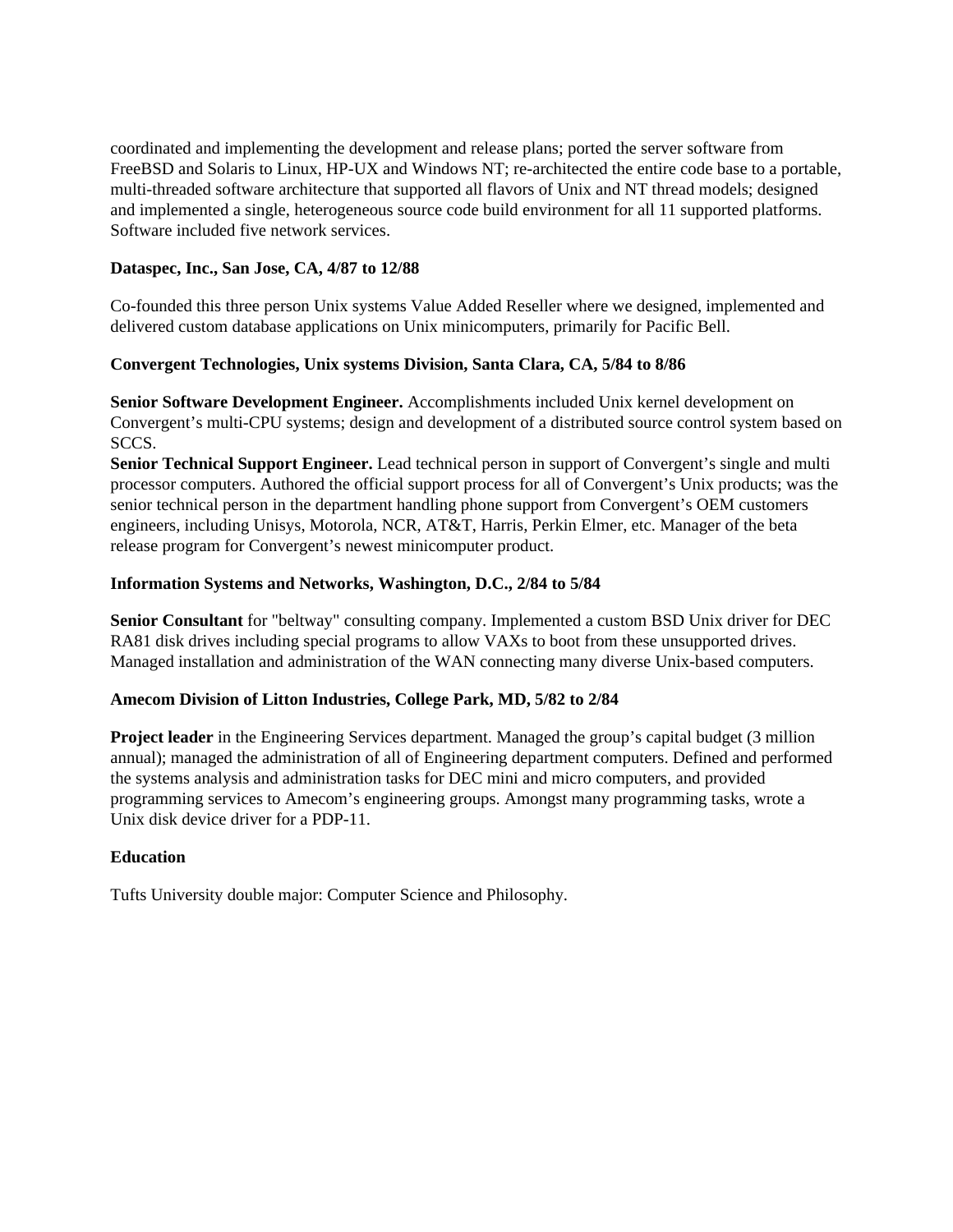coordinated and implementing the development and release plans; ported the server software from FreeBSD and Solaris to Linux, HP-UX and Windows NT; re-architected the entire code base to a portable, multi-threaded software architecture that supported all flavors of Unix and NT thread models; designed and implemented a single, heterogeneous source code build environment for all 11 supported platforms. Software included five network services.

**Dataspec, Inc., San Jose, CA, 4/87 to 12/88**

Co-founded this three person Unix systems Value Added Reseller where we designed, implemented and delivered custom database applications on Unix minicomputers, primarily for Pacific Bell.

**Convergent Technologies, Unix systems Division, Santa Clara, CA, 5/84 to 8/86**

**Senior Software Development Engineer.** Accomplishments included Unix kernel development on Convergent's multi-CPU systems; design and development of a distributed source control system based on SCCS.
**Senior Technical Support Engineer.** Lead technical person in support of Convergent's single and multi processor computers. Authored the official support process for all of Convergent's Unix products; was the senior technical person in the department handling phone support from Convergent's OEM customers engineers, including Unisys, Motorola, NCR, AT&T, Harris, Perkin Elmer, etc. Manager of the beta release program for Convergent's newest minicomputer product.

**Information Systems and Networks, Washington, D.C., 2/84 to 5/84**

**Senior Consultant** for "beltway" consulting company. Implemented a custom BSD Unix driver for DEC RA81 disk drives including special programs to allow VAXs to boot from these unsupported drives. Managed installation and administration of the WAN connecting many diverse Unix-based computers.

**Amecom Division of Litton Industries, College Park, MD, 5/82 to 2/84**

**Project leader** in the Engineering Services department. Managed the group's capital budget (3 million annual); managed the administration of all of Engineering department computers. Defined and performed the systems analysis and administration tasks for DEC mini and micro computers, and provided programming services to Amecom's engineering groups. Amongst many programming tasks, wrote a Unix disk device driver for a PDP-11.

**Education**

Tufts University double major: Computer Science and Philosophy.